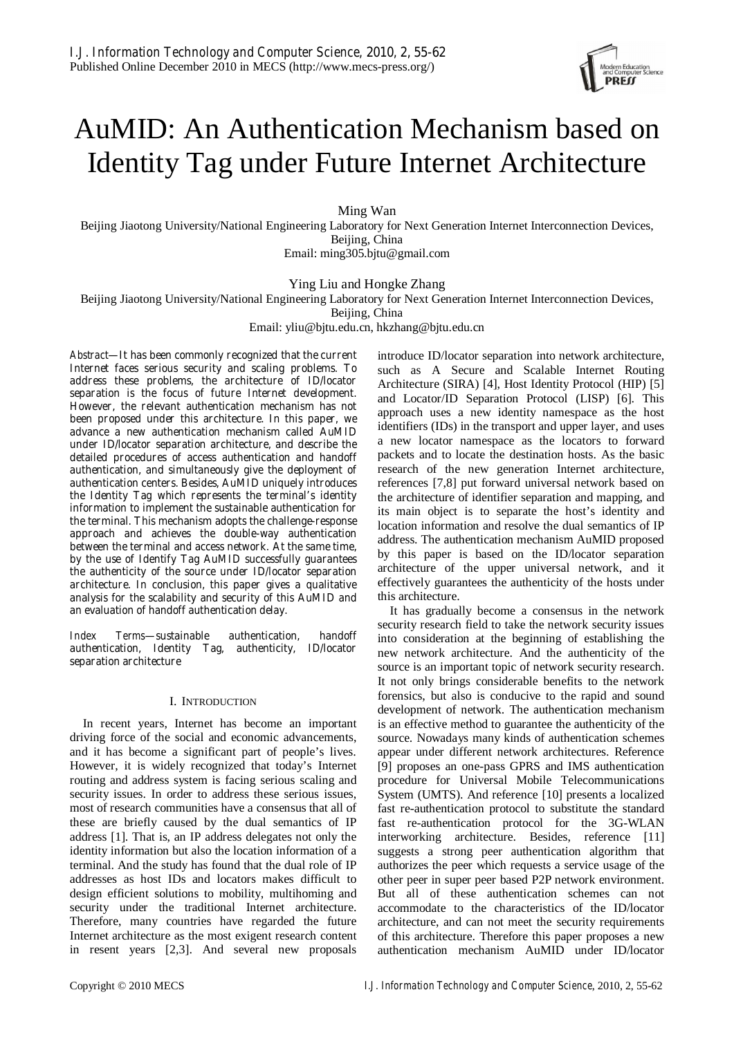# AuMID: An Authentication Mechanism based on Identity Tag under Future Internet Architecture

Ming Wan
Beijing Jiaotong University/National Engineering Laboratory for Next Generation Internet Interconnection Devices, Beijing, China
Email: ming305.bjtu@gmail.com

Ying Liu and Hongke Zhang
Beijing Jiaotong University/National Engineering Laboratory for Next Generation Internet Interconnection Devices, Beijing, China
Email: yliu@bjtu.edu.cn, hkzhang@bjtu.edu.cn

*Abstract*—It has been commonly recognized that the current Internet faces serious security and scaling problems. To address these problems, the architecture of ID/locator separation is the focus of future Internet development. However, the relevant authentication mechanism has not been proposed under this architecture. In this paper, we advance a new authentication mechanism called AuMID under ID/locator separation architecture, and describe the detailed procedures of access authentication and handoff authentication, and simultaneously give the deployment of authentication centers. Besides, AuMID uniquely introduces the Identity Tag which represents the terminal's identity information to implement the sustainable authentication for the terminal. This mechanism adopts the challenge-response approach and achieves the double-way authentication between the terminal and access network. At the same time, by the use of Identify Tag AuMID successfully guarantees the authenticity of the source under ID/locator separation architecture. In conclusion, this paper gives a qualitative analysis for the scalability and security of this AuMID and an evaluation of handoff authentication delay.

*Index Terms*—sustainable authentication, handoff authentication, Identity Tag, authenticity, ID/locator separation architecture

## I. Introduction

In recent years, Internet has become an important driving force of the social and economic advancements, and it has become a significant part of people's lives. However, it is widely recognized that today's Internet routing and address system is facing serious scaling and security issues. In order to address these serious issues, most of research communities have a consensus that all of these are briefly caused by the dual semantics of IP address [1]. That is, an IP address delegates not only the identity information but also the location information of a terminal. And the study has found that the dual role of IP addresses as host IDs and locators makes difficult to design efficient solutions to mobility, multihoming and security under the traditional Internet architecture. Therefore, many countries have regarded the future Internet architecture as the most exigent research content in resent years [2,3]. And several new proposals introduce ID/locator separation into network architecture, such as A Secure and Scalable Internet Routing Architecture (SIRA) [4], Host Identity Protocol (HIP) [5] and Locator/ID Separation Protocol (LISP) [6]. This approach uses a new identity namespace as the host identifiers (IDs) in the transport and upper layer, and uses a new locator namespace as the locators to forward packets and to locate the destination hosts. As the basic research of the new generation Internet architecture, references [7,8] put forward universal network based on the architecture of identifier separation and mapping, and its main object is to separate the host's identity and location information and resolve the dual semantics of IP address. The authentication mechanism AuMID proposed by this paper is based on the ID/locator separation architecture of the upper universal network, and it effectively guarantees the authenticity of the hosts under this architecture.

It has gradually become a consensus in the network security research field to take the network security issues into consideration at the beginning of establishing the new network architecture. And the authenticity of the source is an important topic of network security research. It not only brings considerable benefits to the network forensics, but also is conducive to the rapid and sound development of network. The authentication mechanism is an effective method to guarantee the authenticity of the source. Nowadays many kinds of authentication schemes appear under different network architectures. Reference [9] proposes an one-pass GPRS and IMS authentication procedure for Universal Mobile Telecommunications System (UMTS). And reference [10] presents a localized fast re-authentication protocol to substitute the standard fast re-authentication protocol for the 3G-WLAN interworking architecture. Besides, reference [11] suggests a strong peer authentication algorithm that authorizes the peer which requests a service usage of the other peer in super peer based P2P network environment. But all of these authentication schemes can not accommodate to the characteristics of the ID/locator architecture, and can not meet the security requirements of this architecture. Therefore this paper proposes a new authentication mechanism AuMID under ID/locator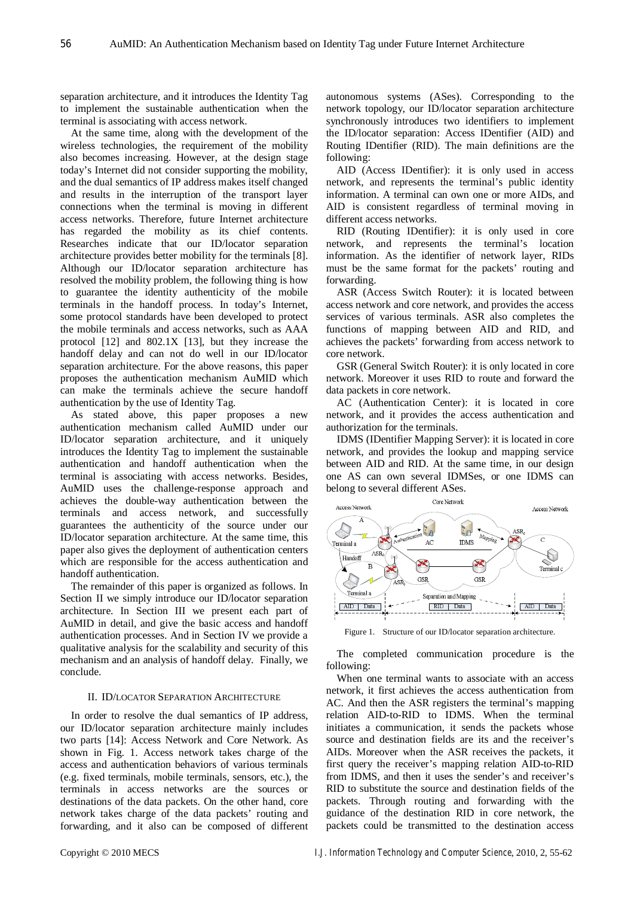separation architecture, and it introduces the Identity Tag to implement the sustainable authentication when the terminal is associating with access network.

At the same time, along with the development of the wireless technologies, the requirement of the mobility also becomes increasing. However, at the design stage today's Internet did not consider supporting the mobility, and the dual semantics of IP address makes itself changed and results in the interruption of the transport layer connections when the terminal is moving in different access networks. Therefore, future Internet architecture has regarded the mobility as its chief contents. Researches indicate that our ID/locator separation architecture provides better mobility for the terminals [8]. Although our ID/locator separation architecture has resolved the mobility problem, the following thing is how to guarantee the identity authenticity of the mobile terminals in the handoff process. In today's Internet, some protocol standards have been developed to protect the mobile terminals and access networks, such as AAA protocol [12] and 802.1X [13], but they increase the handoff delay and can not do well in our ID/locator separation architecture. For the above reasons, this paper proposes the authentication mechanism AuMID which can make the terminals achieve the secure handoff authentication by the use of Identity Tag.

As stated above, this paper proposes a new authentication mechanism called AuMID under our ID/locator separation architecture, and it uniquely introduces the Identity Tag to implement the sustainable authentication and handoff authentication when the terminal is associating with access networks. Besides, AuMID uses the challenge-response approach and achieves the double-way authentication between the terminals and access network, and successfully guarantees the authenticity of the source under our ID/locator separation architecture. At the same time, this paper also gives the deployment of authentication centers which are responsible for the access authentication and handoff authentication.

The remainder of this paper is organized as follows. In Section II we simply introduce our ID/locator separation architecture. In Section III we present each part of AuMID in detail, and give the basic access and handoff authentication processes. And in Section IV we provide a qualitative analysis for the scalability and security of this mechanism and an analysis of handoff delay. Finally, we conclude.

## II. ID/Locator Separation Architecture

In order to resolve the dual semantics of IP address, our ID/locator separation architecture mainly includes two parts [14]: Access Network and Core Network. As shown in Fig. 1. Access network takes charge of the access and authentication behaviors of various terminals (e.g. fixed terminals, mobile terminals, sensors, etc.), the terminals in access networks are the sources or destinations of the data packets. On the other hand, core network takes charge of the data packets' routing and forwarding, and it also can be composed of different autonomous systems (ASes). Corresponding to the network topology, our ID/locator separation architecture synchronously introduces two identifiers to implement the ID/locator separation: Access IDentifier (AID) and Routing IDentifier (RID). The main definitions are the following:

AID (Access IDentifier): it is only used in access network, and represents the terminal's public identity information. A terminal can own one or more AIDs, and AID is consistent regardless of terminal moving in different access networks.

RID (Routing IDentifier): it is only used in core network, and represents the terminal's location information. As the identifier of network layer, RIDs must be the same format for the packets' routing and forwarding.

ASR (Access Switch Router): it is located between access network and core network, and provides the access services of various terminals. ASR also completes the functions of mapping between AID and RID, and achieves the packets' forwarding from access network to core network.

GSR (General Switch Router): it is only located in core network. Moreover it uses RID to route and forward the data packets in core network.

AC (Authentication Center): it is located in core network, and it provides the access authentication and authorization for the terminals.

IDMS (IDentifier Mapping Server): it is located in core network, and provides the lookup and mapping service between AID and RID. At the same time, in our design one AS can own several IDMSes, or one IDMS can belong to several different ASes.

Figure 1. Structure of our ID/locator separation architecture.

The completed communication procedure is the following:

When one terminal wants to associate with an access network, it first achieves the access authentication from AC. And then the ASR registers the terminal's mapping relation AID-to-RID to IDMS. When the terminal initiates a communication, it sends the packets whose source and destination fields are its and the receiver's AIDs. Moreover when the ASR receives the packets, it first query the receiver's mapping relation AID-to-RID from IDMS, and then it uses the sender's and receiver's RID to substitute the source and destination fields of the packets. Through routing and forwarding with the guidance of the destination RID in core network, the packets could be transmitted to the destination access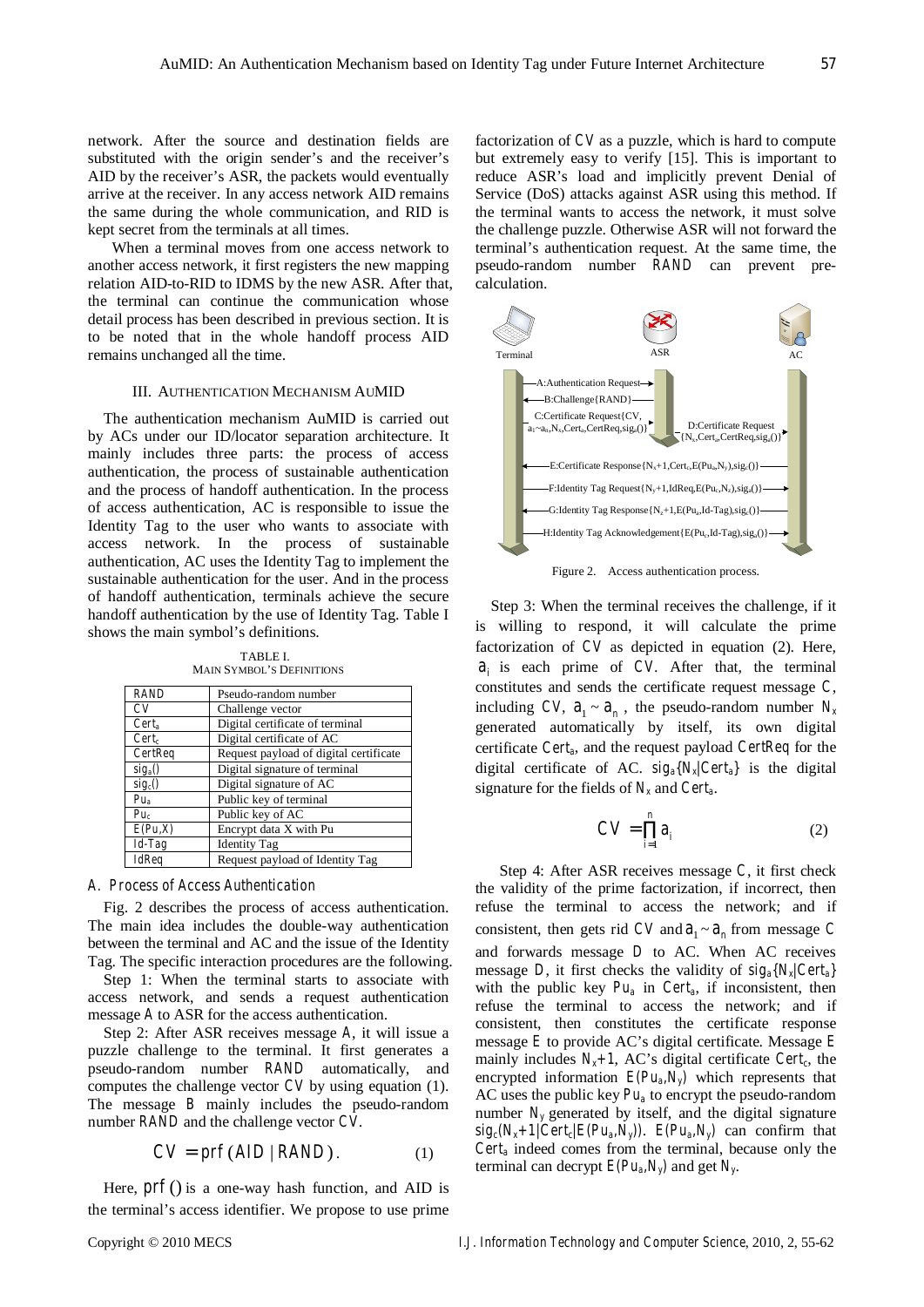network. After the source and destination fields are substituted with the origin sender's and the receiver's AID by the receiver's ASR, the packets would eventually arrive at the receiver. In any access network AID remains the same during the whole communication, and RID is kept secret from the terminals at all times.

When a terminal moves from one access network to another access network, it first registers the new mapping relation AID-to-RID to IDMS by the new ASR. After that, the terminal can continue the communication whose detail process has been described in previous section. It is to be noted that in the whole handoff process AID remains unchanged all the time.

## III. AUTHENTICATION MECHANISM AUMID

The authentication mechanism AuMID is carried out by ACs under our ID/locator separation architecture. It mainly includes three parts: the process of access authentication, the process of sustainable authentication and the process of handoff authentication. In the process of access authentication, AC is responsible to issue the Identity Tag to the user who wants to associate with access network. In the process of sustainable authentication, AC uses the Identity Tag to implement the sustainable authentication for the user. And in the process of handoff authentication, terminals achieve the secure handoff authentication by the use of Identity Tag. Table I shows the main symbol's definitions.

TABLE I.
MAIN SYMBOL'S DEFINITIONS

| | |
|---|---|
| RAND | Pseudo-random number |
| CV | Challenge vector |
| $Cert_a$ | Digital certificate of terminal |
| $Cert_c$ | Digital certificate of AC |
| CertReq | Request payload of digital certificate |
| $sig_a()$ | Digital signature of terminal |
| $sig_c()$ | Digital signature of AC |
| $Pu_a$ | Public key of terminal |
| $Pu_c$ | Public key of AC |
| $E(Pu,X)$ | Encrypt data X with Pu |
| Id-Tag | Identity Tag |
| IdReq | Request payload of Identity Tag |

### *A. Process of Access Authentication*

Fig. 2 describes the process of access authentication. The main idea includes the double-way authentication between the terminal and AC and the issue of the Identity Tag. The specific interaction procedures are the following.

Step 1: When the terminal starts to associate with access network, and sends a request authentication message A to ASR for the access authentication.

Step 2: After ASR receives message A, it will issue a puzzle challenge to the terminal. It first generates a pseudo-random number RAND automatically, and computes the challenge vector CV by using equation (1). The message B mainly includes the pseudo-random number RAND and the challenge vector CV.

$$CV = prf(AID \mid RAND). \qquad (1)$$

Here, $prf()$ is a one-way hash function, and AID is the terminal's access identifier. We propose to use prime factorization of CV as a puzzle, which is hard to compute but extremely easy to verify [15]. This is important to reduce ASR's load and implicitly prevent Denial of Service (DoS) attacks against ASR using this method. If the terminal wants to access the network, it must solve the challenge puzzle. Otherwise ASR will not forward the terminal's authentication request. At the same time, the pseudo-random number RAND can prevent pre-calculation.

Terminal — ASR — AC

A:Authentication Request (Terminal → ASR)
B:Challenge{RAND} (ASR → Terminal)
C:Certificate Request{CV, $a_1$~$a_n$,$N_x$,$Cert_a$,CertReq,$sig_a$()} (Terminal → ASR)
D:Certificate Request{$N_x$,$Cert_a$,CertReq,$sig_a$()} (ASR → AC)
E:Certificate Response{$N_x$+1,$Cert_c$,E($Pu_a$,$N_y$),$sig_c$()} (AC → Terminal)
F:Identity Tag Request{$N_y$+1,IdReq,E($Pu_c$,$N_z$),$sig_a$()} (Terminal → AC)
G:Identity Tag Response{$N_z$+1,E($Pu_a$,Id-Tag),$sig_c$()} (AC → Terminal)
H:Identity Tag Acknowledgement{E($Pu_c$,Id-Tag),$sig_a$()} (Terminal → AC)

Figure 2. Access authentication process.

Step 3: When the terminal receives the challenge, if it is willing to respond, it will calculate the prime factorization of CV as depicted in equation (2). Here, $a_i$ is each prime of CV. After that, the terminal constitutes and sends the certificate request message C, including CV, $a_1 \sim a_n$, the pseudo-random number $N_x$ generated automatically by itself, its own digital certificate $Cert_a$, and the request payload for the digital certificate of AC. $sig_a\{N_x|Cert_a\}$ is the digital signature for the fields of $N_x$ and $Cert_a$.

$$CV = \prod_{i=1}^{n} a_i \qquad (2)$$

Step 4: After ASR receives message C, it first check the validity of the prime factorization, if incorrect, then refuse the terminal to access the network; and if consistent, then gets rid CV and $a_1 \sim a_n$ from message C and forwards message D to AC. When AC receives message D, it first checks the validity of $sig_a\{N_x|Cert_a\}$ with the public key $Pu_a$ in $Cert_a$, if inconsistent, then refuse the terminal to access the network; and if consistent, then constitutes the certificate response message E to provide AC's digital certificate. Message E mainly includes $N_x$+1, AC's digital certificate $Cert_c$, the encrypted information $E(Pu_a,N_y)$ which represents that AC uses the public key $Pu_a$ to encrypt the pseudo-random number $N_y$ generated by itself, and the digital signature $sig_c(N_x+1|Cert_c|E(Pu_a,N_y))$. $E(Pu_a,N_y)$ can confirm that $Cert_a$ indeed comes from the terminal, because only the terminal can decrypt $E(Pu_a,N_y)$ and get $N_y$.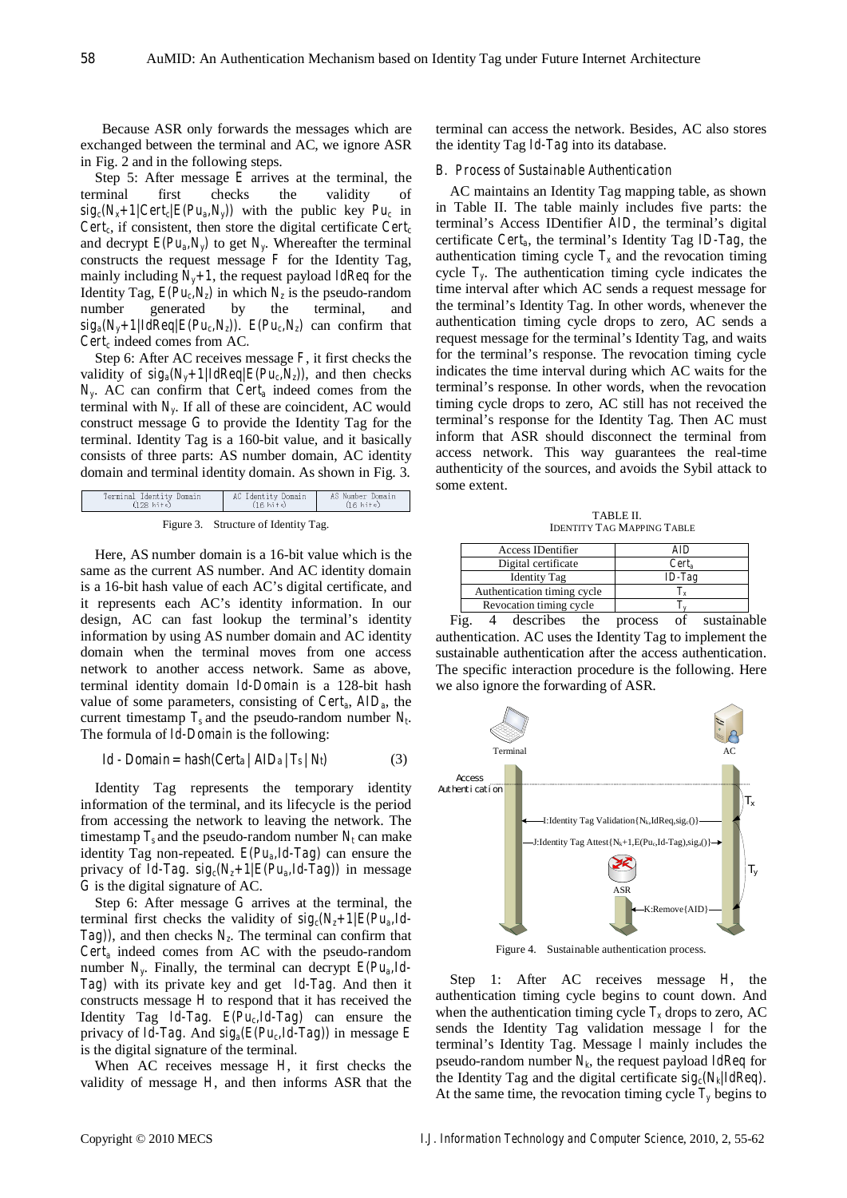Because ASR only forwards the messages which are exchanged between the terminal and AC, we ignore ASR in Fig. 2 and in the following steps.

Step 5: After message E arrives at the terminal, the terminal first checks the validity of $sig_c(N_x+1|Cert_c|E(Pu_a,N_y))$ with the public key $Pu_c$ in $Cert_c$, if consistent, then store the digital certificate $Cert_c$ and decrypt $E(Pu_a,N_y)$ to get $N_y$. Whereafter the terminal constructs the request message F for the Identity Tag, mainly including $N_y+1$, the request payload $IdReq$ for the Identity Tag, $E(Pu_c,N_z)$ in which $N_z$ is the pseudo-random number generated by the terminal, and $sig_a(N_y+1|IdReq|E(Pu_c,N_z))$. $E(Pu_c,N_z)$ can confirm that $Cert_c$ indeed comes from AC.

Step 6: After AC receives message F, it first checks the validity of $sig_a(N_y+1|IdReq|E(Pu_c,N_z))$, and then checks $N_y$. AC can confirm that $Cert_a$ indeed comes from the terminal with $N_y$. If all of these are coincident, AC would construct message G to provide the Identity Tag for the terminal. Identity Tag is a 160-bit value, and it basically consists of three parts: AS number domain, AC identity domain and terminal identity domain. As shown in Fig. 3.

| Terminal Identity Domain (128 bits) | AC Identity Domain (16 bits) | AS Number Domain (16 bits) |
|---|---|---|

Figure 3. Structure of Identity Tag.

Here, AS number domain is a 16-bit value which is the same as the current AS number. And AC identity domain is a 16-bit hash value of each AC's digital certificate, and it represents each AC's identity information. In our design, AC can fast lookup the terminal's identity information by using AS number domain and AC identity domain when the terminal moves from one access network to another access network. Same as above, terminal identity domain $Id\text{-}Domain$ is a 128-bit hash value of some parameters, consisting of $Cert_a$, $AID_a$, the current timestamp $T_s$ and the pseudo-random number $N_t$. The formula of $Id\text{-}Domain$ is the following:

$$Id\text{-}Domain = hash(Cert_a \mid AID_a \mid T_s \mid N_t) \tag{3}$$

Identity Tag represents the temporary identity information of the terminal, and its lifecycle is the period from accessing the network to leaving the network. The timestamp $T_s$ and the pseudo-random number $N_t$ can make identity Tag non-repeated. $E(Pu_a,Id\text{-}Tag)$ can ensure the privacy of $Id\text{-}Tag$. $sig_c(N_z+1|E(Pu_a,Id\text{-}Tag))$ in message G is the digital signature of AC.

Step 6: After message G arrives at the terminal, the terminal first checks the validity of $sig_c(N_z+1|E(Pu_a,Id\text{-}Tag))$, and then checks $N_z$. The terminal can confirm that $Cert_a$ indeed comes from AC with the pseudo-random number $N_y$. Finally, the terminal can decrypt $E(Pu_a,Id\text{-}Tag)$ with its private key and get $Id\text{-}Tag$. And then it constructs message H to respond that it has received the Identity Tag $Id\text{-}Tag$. $E(Pu_c,Id\text{-}Tag)$ can ensure the privacy of $Id\text{-}Tag$. And $sig_a(E(Pu_c,Id\text{-}Tag))$ in message E is the digital signature of the terminal.

When AC receives message H, it first checks the validity of message H, and then informs ASR that the terminal can access the network. Besides, AC also stores the identity Tag $Id\text{-}Tag$ into its database.

### B. Process of Sustainable Authentication

AC maintains an Identity Tag mapping table, as shown in Table II. The table mainly includes five parts: the terminal's Access IDentifier $AID$, the terminal's digital certificate $Cert_a$, the terminal's Identity Tag $ID\text{-}Tag$, the authentication timing cycle $T_x$ and the revocation timing cycle $T_y$. The authentication timing cycle indicates the time interval after which AC sends a request message for the terminal's Identity Tag. In other words, whenever the authentication timing cycle drops to zero, AC sends a request message for the terminal's Identity Tag, and waits for the terminal's response. The revocation timing cycle indicates the time interval during which AC waits for the terminal's response. In other words, when the revocation timing cycle drops to zero, AC still has not received the terminal's response for the Identity Tag. Then AC must inform that ASR should disconnect the terminal from access network. This way guarantees the real-time authenticity of the sources, and avoids the Sybil attack to some extent.

TABLE II.
IDENTITY TAG MAPPING TABLE

| Access IDentifier | $AID$ |
|---|---|
| Digital certificate | $Cert_a$ |
| Identity Tag | $ID\text{-}Tag$ |
| Authentication timing cycle | $T_x$ |
| Revocation timing cycle | $T_y$ |

Fig. 4 describes the process of sustainable authentication. AC uses the Identity Tag to implement the sustainable authentication after the access authentication. The specific interaction procedure is the following. Here we also ignore the forwarding of ASR.

Figure 4. Sustainable authentication process.

Step 1: After AC receives message H, the authentication timing cycle begins to count down. And when the authentication timing cycle $T_x$ drops to zero, AC sends the Identity Tag validation message I for the terminal's Identity Tag. Message I mainly includes the pseudo-random number $N_k$, the request payload $IdReq$ for the Identity Tag and the digital certificate $sig_c(N_k|IdReq)$. At the same time, the revocation timing cycle $T_y$ begins to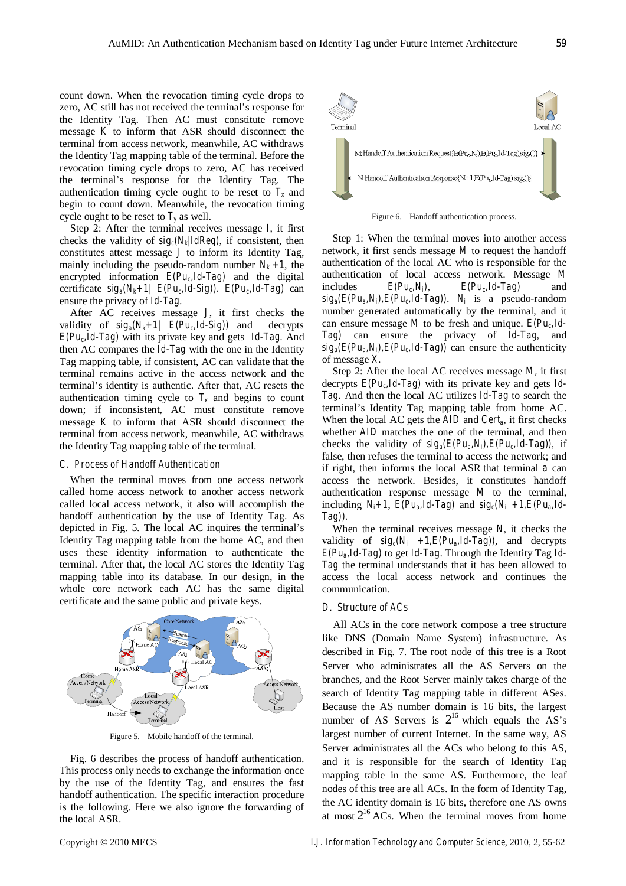count down. When the revocation timing cycle drops to zero, AC still has not received the terminal's response for the Identity Tag. Then AC must constitute remove message K to inform that ASR should disconnect the terminal from access network, meanwhile, AC withdraws the Identity Tag mapping table of the terminal. Before the revocation timing cycle drops to zero, AC has received the terminal's response for the Identity Tag. The authentication timing cycle ought to be reset to $T_x$ and begin to count down. Meanwhile, the revocation timing cycle ought to be reset to $T_y$ as well.

Step 2: After the terminal receives message I, it first checks the validity of $sig_c(N_k|IdReq)$, if consistent, then constitutes attest message J to inform its Identity Tag, mainly including the pseudo-random number $N_k+1$, the encrypted information $E(Pu_c,Id\text{-}Tag)$ and the digital certificate $sig_a(N_k+1|\ E(Pu_c,Id\text{-}Sig))$. $E(Pu_c,Id\text{-}Tag)$ can ensure the privacy of Id-Tag.

After AC receives message J, it first checks the validity of $sig_a(N_k+1|\ E(Pu_c,Id\text{-}Sig))$ and decrypts $E(Pu_c,Id\text{-}Tag)$ with its private key and gets Id-Tag. And then AC compares the Id-Tag with the one in the Identity Tag mapping table, if consistent, AC can validate that the terminal remains active in the access network and the terminal's identity is authentic. After that, AC resets the authentication timing cycle to $T_x$ and begins to count down; if inconsistent, AC must constitute remove message K to inform that ASR should disconnect the terminal from access network, meanwhile, AC withdraws the Identity Tag mapping table of the terminal.

### C. Process of Handoff Authentication

When the terminal moves from one access network called home access network to another access network called local access network, it also will accomplish the handoff authentication by the use of Identity Tag. As depicted in Fig. 5. The local AC inquires the terminal's Identity Tag mapping table from the home AC, and then uses these identity information to authenticate the terminal. After that, the local AC stores the Identity Tag mapping table into its database. In our design, in the whole core network each AC has the same digital certificate and the same public and private keys.

Figure 5. Mobile handoff of the terminal.

Fig. 6 describes the process of handoff authentication. This process only needs to exchange the information once by the use of the Identity Tag, and ensures the fast handoff authentication. The specific interaction procedure is the following. Here we also ignore the forwarding of the local ASR.

Figure 6. Handoff authentication process.

Step 1: When the terminal moves into another access network, it first sends message M to request the handoff authentication of the local AC who is responsible for the authentication of local access network. Message M includes $E(Pu_c,N_i)$, $E(Pu_c,Id\text{-}Tag)$ and $sig_a(E(Pu_a,N_i),E(Pu_c,Id\text{-}Tag))$. $N_i$ is a pseudo-random number generated automatically by the terminal, and it can ensure message M to be fresh and unique. $E(Pu_c,Id\text{-}Tag)$ can ensure the privacy of Id-Tag, and $sig_a(E(Pu_a,N_i),E(Pu_c,Id\text{-}Tag))$ can ensure the authenticity of message X.

Step 2: After the local AC receives message M, it first decrypts $E(Pu_c,Id\text{-}Tag)$ with its private key and gets Id-Tag. And then the local AC utilizes Id-Tag to search the terminal's Identity Tag mapping table from home AC. When the local AC gets the AID and $Cert_a$, it first checks whether AID matches the one of the terminal, and then checks the validity of $sig_a(E(Pu_a,N_i),E(Pu_c,Id\text{-}Tag))$, if false, then refuses the terminal to access the network; and if right, then informs the local ASR that terminal a can access the network. Besides, it constitutes handoff authentication response message M to the terminal, including $N_i+1$, $E(Pu_a,Id\text{-}Tag)$ and $sig_c(N_i+1,E(Pu_a,Id\text{-}Tag))$.

When the terminal receives message N, it checks the validity of $sig_c(N_i+1,E(Pu_a,Id\text{-}Tag))$, and decrypts $E(Pu_a,Id\text{-}Tag)$ to get Id-Tag. Through the Identity Tag Id-Tag the terminal understands that it has been allowed to access the local access network and continues the communication.

### D. Structure of ACs

All ACs in the core network compose a tree structure like DNS (Domain Name System) infrastructure. As described in Fig. 7. The root node of this tree is a Root Server who administrates all the AS Servers on the branches, and the Root Server mainly takes charge of the search of Identity Tag mapping table in different ASes. Because the AS number domain is 16 bits, the largest number of AS Servers is $2^{16}$ which equals the AS's largest number of current Internet. In the same way, AS Server administrates all the ACs who belong to this AS, and it is responsible for the search of Identity Tag mapping table in the same AS. Furthermore, the leaf nodes of this tree are all ACs. In the form of Identity Tag, the AC identity domain is 16 bits, therefore one AS owns at most $2^{16}$ ACs. When the terminal moves from home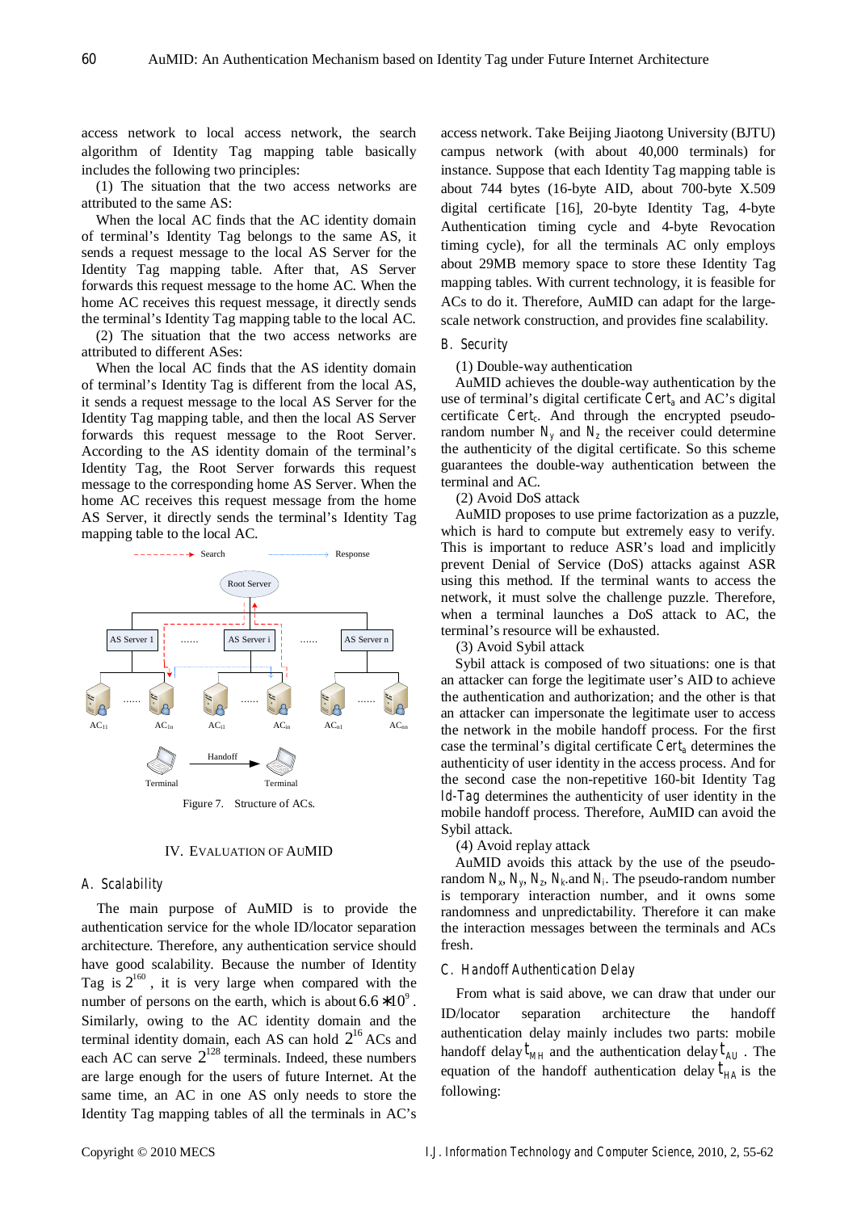access network to local access network, the search algorithm of Identity Tag mapping table basically includes the following two principles:

(1) The situation that the two access networks are attributed to the same AS:

When the local AC finds that the AC identity domain of terminal's Identity Tag belongs to the same AS, it sends a request message to the local AS Server for the Identity Tag mapping table. After that, AS Server forwards this request message to the home AC. When the home AC receives this request message, it directly sends the terminal's Identity Tag mapping table to the local AC.

(2) The situation that the two access networks are attributed to different ASes:

When the local AC finds that the AS identity domain of terminal's Identity Tag is different from the local AS, it sends a request message to the local AS Server for the Identity Tag mapping table, and then the local AS Server forwards this request message to the Root Server. According to the AS identity domain of the terminal's Identity Tag, the Root Server forwards this request message to the corresponding home AS Server. When the home AC receives this request message from the home AS Server, it directly sends the terminal's Identity Tag mapping table to the local AC.

Figure 7. Structure of ACs.

## IV. EVALUATION OF AUMID

### A. Scalability

The main purpose of AuMID is to provide the authentication service for the whole ID/locator separation architecture. Therefore, any authentication service should have good scalability. Because the number of Identity Tag is $2^{160}$, it is very large when compared with the number of persons on the earth, which is about $6.6*10^{9}$. Similarly, owing to the AC identity domain and the terminal identity domain, each AS can hold $2^{16}$ ACs and each AC can serve $2^{128}$ terminals. Indeed, these numbers are large enough for the users of future Internet. At the same time, an AC in one AS only needs to store the Identity Tag mapping tables of all the terminals in AC's access network. Take Beijing Jiaotong University (BJTU) campus network (with about 40,000 terminals) for instance. Suppose that each Identity Tag mapping table is about 744 bytes (16-byte AID, about 700-byte X.509 digital certificate [16], 20-byte Identity Tag, 4-byte Authentication timing cycle and 4-byte Revocation timing cycle), for all the terminals AC only employs about 29MB memory space to store these Identity Tag mapping tables. With current technology, it is feasible for ACs to do it. Therefore, AuMID can adapt for the large-scale network construction, and provides fine scalability.

### B. Security

(1) Double-way authentication

AuMID achieves the double-way authentication by the use of terminal's digital certificate $Cert_a$ and AC's digital certificate $Cert_c$. And through the encrypted pseudo-random number $N_y$ and $N_z$ the receiver could determine the authenticity of the digital certificate. So this scheme guarantees the double-way authentication between the terminal and AC.

(2) Avoid DoS attack

AuMID proposes to use prime factorization as a puzzle, which is hard to compute but extremely easy to verify. This is important to reduce ASR's load and implicitly prevent Denial of Service (DoS) attacks against ASR using this method. If the terminal wants to access the network, it must solve the challenge puzzle. Therefore, when a terminal launches a DoS attack to AC, the terminal's resource will be exhausted.

(3) Avoid Sybil attack

Sybil attack is composed of two situations: one is that an attacker can forge the legitimate user's AID to achieve the authentication and authorization; and the other is that an attacker can impersonate the legitimate user to access the network in the mobile handoff process. For the first case the terminal's digital certificate $Cert_a$ determines the authenticity of user identity in the access process. And for the second case the non-repetitive 160-bit Identity Tag $Id\text{-}Tag$ determines the authenticity of user identity in the mobile handoff process. Therefore, AuMID can avoid the Sybil attack.

(4) Avoid replay attack

AuMID avoids this attack by the use of the pseudo-random $N_x$, $N_y$, $N_z$, $N_k$.and $N_i$. The pseudo-random number is temporary interaction number, and it owns some randomness and unpredictability. Therefore it can make the interaction messages between the terminals and ACs fresh.

### C. Handoff Authentication Delay

From what is said above, we can draw that under our ID/locator separation architecture the handoff authentication delay mainly includes two parts: mobile handoff delay $t_{MH}$ and the authentication delay $t_{AU}$. The equation of the handoff authentication delay $t_{HA}$ is the following: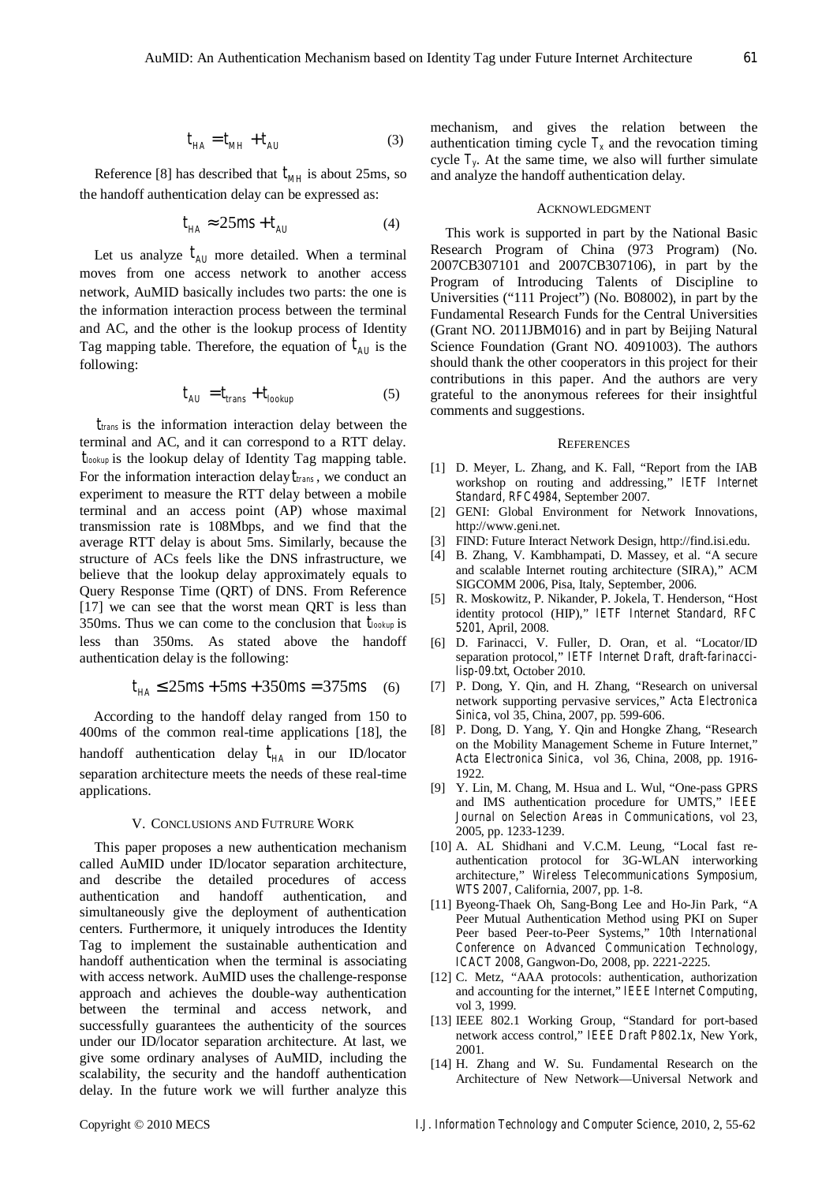$$t_{HA} = t_{MH} + t_{AU} \quad (3)$$

Reference [8] has described that $t_{MH}$ is about 25ms, so the handoff authentication delay can be expressed as:

$$t_{HA} \approx 25ms + t_{AU} \quad (4)$$

Let us analyze $t_{AU}$ more detailed. When a terminal moves from one access network to another access network, AuMID basically includes two parts: the one is the information interaction process between the terminal and AC, and the other is the lookup process of Identity Tag mapping table. Therefore, the equation of $t_{AU}$ is the following:

$$t_{AU} = t_{trans} + t_{lookup} \quad (5)$$

$t_{trans}$ is the information interaction delay between the terminal and AC, and it can correspond to a RTT delay. $t_{lookup}$ is the lookup delay of Identity Tag mapping table. For the information interaction delay $t_{trans}$, we conduct an experiment to measure the RTT delay between a mobile terminal and an access point (AP) whose maximal transmission rate is 108Mbps, and we find that the average RTT delay is about 5ms. Similarly, because the structure of ACs feels like the DNS infrastructure, we believe that the lookup delay approximately equals to Query Response Time (QRT) of DNS. From Reference [17] we can see that the worst mean QRT is less than 350ms. Thus we can come to the conclusion that $t_{lookup}$ is less than 350ms. As stated above the handoff authentication delay is the following:

$$t_{HA} \leq 25ms + 5ms + 350ms = 375ms \quad (6)$$

According to the handoff delay ranged from 150 to 400ms of the common real-time applications [18], the handoff authentication delay $t_{HA}$ in our ID/locator separation architecture meets the needs of these real-time applications.

## V. Conclusions and Futrure Work

This paper proposes a new authentication mechanism called AuMID under ID/locator separation architecture, and describe the detailed procedures of access authentication and handoff authentication, and simultaneously give the deployment of authentication centers. Furthermore, it uniquely introduces the Identity Tag to implement the sustainable authentication and handoff authentication when the terminal is associating with access network. AuMID uses the challenge-response approach and achieves the double-way authentication between the terminal and access network, and successfully guarantees the authenticity of the sources under our ID/locator separation architecture. At last, we give some ordinary analyses of AuMID, including the scalability, the security and the handoff authentication delay. In the future work we will further analyze this mechanism, and gives the relation between the authentication timing cycle $T_x$ and the revocation timing cycle $T_y$. At the same time, we also will further simulate and analyze the handoff authentication delay.

## Acknowledgment

This work is supported in part by the National Basic Research Program of China (973 Program) (No. 2007CB307101 and 2007CB307106), in part by the Program of Introducing Talents of Discipline to Universities ("111 Project") (No. B08002), in part by the Fundamental Research Funds for the Central Universities (Grant NO. 2011JBM016) and in part by Beijing Natural Science Foundation (Grant NO. 4091003). The authors should thank the other cooperators in this project for their contributions in this paper. And the authors are very grateful to the anonymous referees for their insightful comments and suggestions.

## References

[1] D. Meyer, L. Zhang, and K. Fall, "Report from the IAB workshop on routing and addressing," *IETF Internet Standard, RFC4984*, September 2007.

[2] GENI: Global Environment for Network Innovations, http://www.geni.net.

[3] FIND: Future Interact Network Design, http://find.isi.edu.

[4] B. Zhang, V. Kambhampati, D. Massey, et al. "A secure and scalable Internet routing architecture (SIRA)," ACM SIGCOMM 2006, Pisa, Italy, September, 2006.

[5] R. Moskowitz, P. Nikander, P. Jokela, T. Henderson, "Host identity protocol (HIP)," *IETF Internet Standard, RFC 5201*, April, 2008.

[6] D. Farinacci, V. Fuller, D. Oran, et al. "Locator/ID separation protocol," *IETF Internet Draft, draft-farinacci-lisp-09.txt*, October 2010.

[7] P. Dong, Y. Qin, and H. Zhang, "Research on universal network supporting pervasive services," *Acta Electronica Sinica*, vol 35, China, 2007, pp. 599-606.

[8] P. Dong, D. Yang, Y. Qin and Hongke Zhang, "Research on the Mobility Management Scheme in Future Internet," *Acta Electronica Sinica*, vol 36, China, 2008, pp. 1916-1922.

[9] Y. Lin, M. Chang, M. Hsua and L. Wul, "One-pass GPRS and IMS authentication procedure for UMTS," *IEEE Journal on Selection Areas in Communications*, vol 23, 2005, pp. 1233-1239.

[10] A. AL Shidhani and V.C.M. Leung, "Local fast re-authentication protocol for 3G-WLAN interworking architecture," *Wireless Telecommunications Symposium, WTS 2007*, California, 2007, pp. 1-8.

[11] Byeong-Thaek Oh, Sang-Bong Lee and Ho-Jin Park, "A Peer Mutual Authentication Method using PKI on Super Peer based Peer-to-Peer Systems," *10th International Conference on Advanced Communication Technology, ICACT 2008*, Gangwon-Do, 2008, pp. 2221-2225.

[12] C. Metz, "AAA protocols: authentication, authorization and accounting for the internet," *IEEE Internet Computing*, vol 3, 1999.

[13] IEEE 802.1 Working Group, "Standard for port-based network access control," *IEEE Draft P802.1x*, New York, 2001.

[14] H. Zhang and W. Su. Fundamental Research on the Architecture of New Network—Universal Network and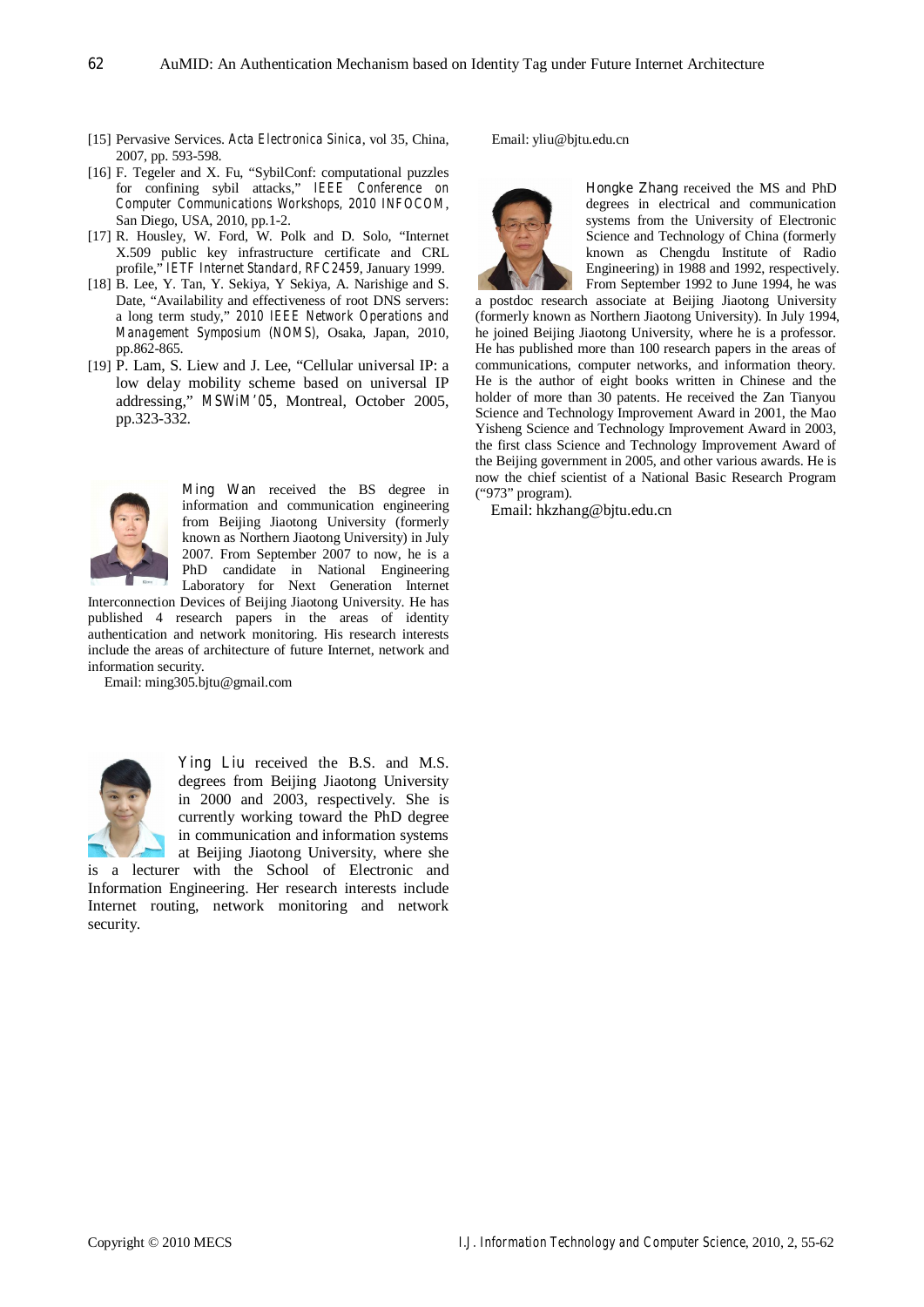[15] Pervasive Services. *Acta Electronica Sinica*, vol 35, China, 2007, pp. 593-598.

[16] F. Tegeler and X. Fu, "SybilConf: computational puzzles for confining sybil attacks," *IEEE Conference on Computer Communications Workshops, 2010 INFOCOM*, San Diego, USA, 2010, pp.1-2.

[17] R. Housley, W. Ford, W. Polk and D. Solo, "Internet X.509 public key infrastructure certificate and CRL profile," *IETF Internet Standard, RFC2459*, January 1999.

[18] B. Lee, Y. Tan, Y. Sekiya, Y Sekiya, A. Narishige and S. Date, "Availability and effectiveness of root DNS servers: a long term study," *2010 IEEE Network Operations and Management Symposium (NOMS)*, Osaka, Japan, 2010, pp.862-865.

[19] P. Lam, S. Liew and J. Lee, "Cellular universal IP: a low delay mobility scheme based on universal IP addressing," *MSWiM'05*, Montreal, October 2005, pp.323-332.

**Ming Wan** received the BS degree in information and communication engineering from Beijing Jiaotong University (formerly known as Northern Jiaotong University) in July 2007. From September 2007 to now, he is a PhD candidate in National Engineering Laboratory for Next Generation Internet Interconnection Devices of Beijing Jiaotong University. He has published 4 research papers in the areas of identity authentication and network monitoring. His research interests include the areas of architecture of future Internet, network and information security.

Email: ming305.bjtu@gmail.com

**Ying Liu** received the B.S. and M.S. degrees from Beijing Jiaotong University in 2000 and 2003, respectively. She is currently working toward the PhD degree in communication and information systems at Beijing Jiaotong University, where she is a lecturer with the School of Electronic and Information Engineering. Her research interests include Internet routing, network monitoring and network security.

Email: yliu@bjtu.edu.cn

**Hongke Zhang** received the MS and PhD degrees in electrical and communication systems from the University of Electronic Science and Technology of China (formerly known as Chengdu Institute of Radio Engineering) in 1988 and 1992, respectively. From September 1992 to June 1994, he was a postdoc research associate at Beijing Jiaotong University (formerly known as Northern Jiaotong University). In July 1994, he joined Beijing Jiaotong University, where he is a professor. He has published more than 100 research papers in the areas of communications, computer networks, and information theory. He is the author of eight books written in Chinese and the holder of more than 30 patents. He received the Zan Tianyou Science and Technology Improvement Award in 2001, the Mao Yisheng Science and Technology Improvement Award in 2003, the first class Science and Technology Improvement Award of the Beijing government in 2005, and other various awards. He is now the chief scientist of a National Basic Research Program ("973" program).

Email: hkzhang@bjtu.edu.cn